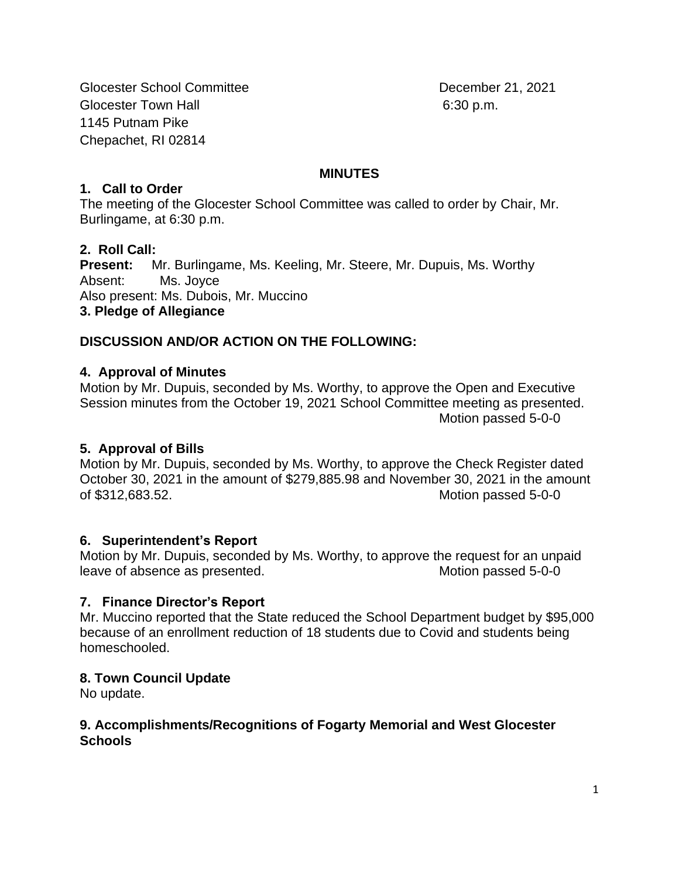Glocester School Committee  
Glocester Town Hall  
1145 Putnam Pike  
Chepachet, RI 02814

December 21, 2021  
6:30 p.m.

## MINUTES

### 1. Call to Order

The meeting of the Glocester School Committee was called to order by Chair, Mr. Burlingame, at 6:30 p.m.

### 2. Roll Call:

**Present:** Mr. Burlingame, Ms. Keeling, Mr. Steere, Mr. Dupuis, Ms. Worthy  
Absent: Ms. Joyce  
Also present: Ms. Dubois, Mr. Muccino

### 3. Pledge of Allegiance

### DISCUSSION AND/OR ACTION ON THE FOLLOWING:

### 4. Approval of Minutes

Motion by Mr. Dupuis, seconded by Ms. Worthy, to approve the Open and Executive Session minutes from the October 19, 2021 School Committee meeting as presented.  
Motion passed 5-0-0

### 5. Approval of Bills

Motion by Mr. Dupuis, seconded by Ms. Worthy, to approve the Check Register dated October 30, 2021 in the amount of $279,885.98 and November 30, 2021 in the amount of $312,683.52. Motion passed 5-0-0

### 6. Superintendent's Report

Motion by Mr. Dupuis, seconded by Ms. Worthy, to approve the request for an unpaid leave of absence as presented. Motion passed 5-0-0

### 7. Finance Director's Report

Mr. Muccino reported that the State reduced the School Department budget by $95,000 because of an enrollment reduction of 18 students due to Covid and students being homeschooled.

### 8. Town Council Update

No update.

### 9. Accomplishments/Recognitions of Fogarty Memorial and West Glocester Schools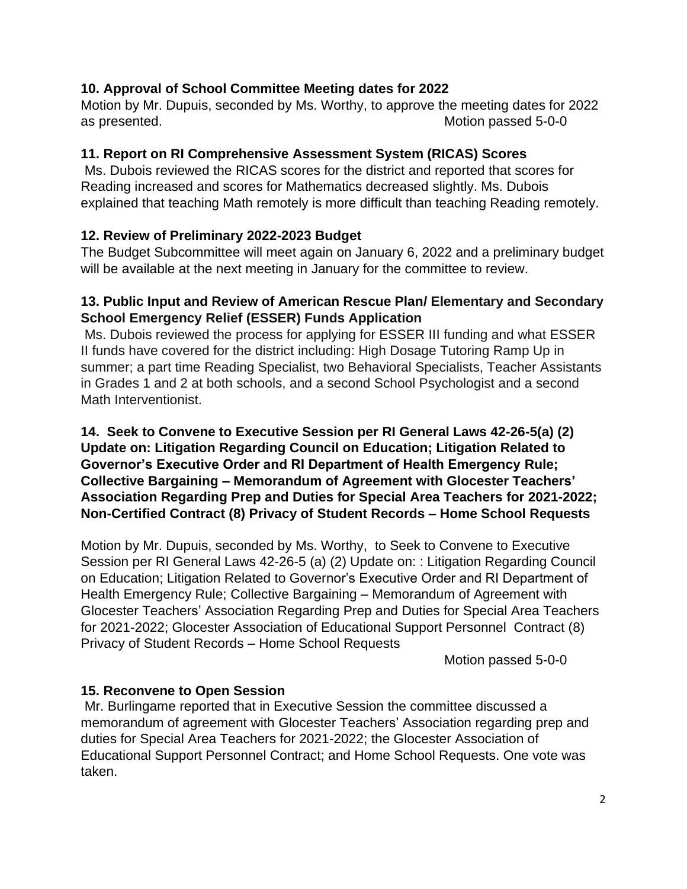**10. Approval of School Committee Meeting dates for 2022**

Motion by Mr. Dupuis, seconded by Ms. Worthy, to approve the meeting dates for 2022 as presented. Motion passed 5-0-0

**11. Report on RI Comprehensive Assessment System (RICAS) Scores**

Ms. Dubois reviewed the RICAS scores for the district and reported that scores for Reading increased and scores for Mathematics decreased slightly. Ms. Dubois explained that teaching Math remotely is more difficult than teaching Reading remotely.

**12. Review of Preliminary 2022-2023 Budget**

The Budget Subcommittee will meet again on January 6, 2022 and a preliminary budget will be available at the next meeting in January for the committee to review.

**13. Public Input and Review of American Rescue Plan/ Elementary and Secondary School Emergency Relief (ESSER) Funds Application**

Ms. Dubois reviewed the process for applying for ESSER III funding and what ESSER II funds have covered for the district including: High Dosage Tutoring Ramp Up in summer; a part time Reading Specialist, two Behavioral Specialists, Teacher Assistants in Grades 1 and 2 at both schools, and a second School Psychologist and a second Math Interventionist.

**14. Seek to Convene to Executive Session per RI General Laws 42-26-5(a) (2) Update on: Litigation Regarding Council on Education; Litigation Related to Governor's Executive Order and RI Department of Health Emergency Rule; Collective Bargaining – Memorandum of Agreement with Glocester Teachers' Association Regarding Prep and Duties for Special Area Teachers for 2021-2022; Non-Certified Contract (8) Privacy of Student Records – Home School Requests**

Motion by Mr. Dupuis, seconded by Ms. Worthy, to Seek to Convene to Executive Session per RI General Laws 42-26-5 (a) (2) Update on: : Litigation Regarding Council on Education; Litigation Related to Governor's Executive Order and RI Department of Health Emergency Rule; Collective Bargaining – Memorandum of Agreement with Glocester Teachers' Association Regarding Prep and Duties for Special Area Teachers for 2021-2022; Glocester Association of Educational Support Personnel Contract (8) Privacy of Student Records – Home School Requests

Motion passed 5-0-0

**15. Reconvene to Open Session**

Mr. Burlingame reported that in Executive Session the committee discussed a memorandum of agreement with Glocester Teachers' Association regarding prep and duties for Special Area Teachers for 2021-2022; the Glocester Association of Educational Support Personnel Contract; and Home School Requests. One vote was taken.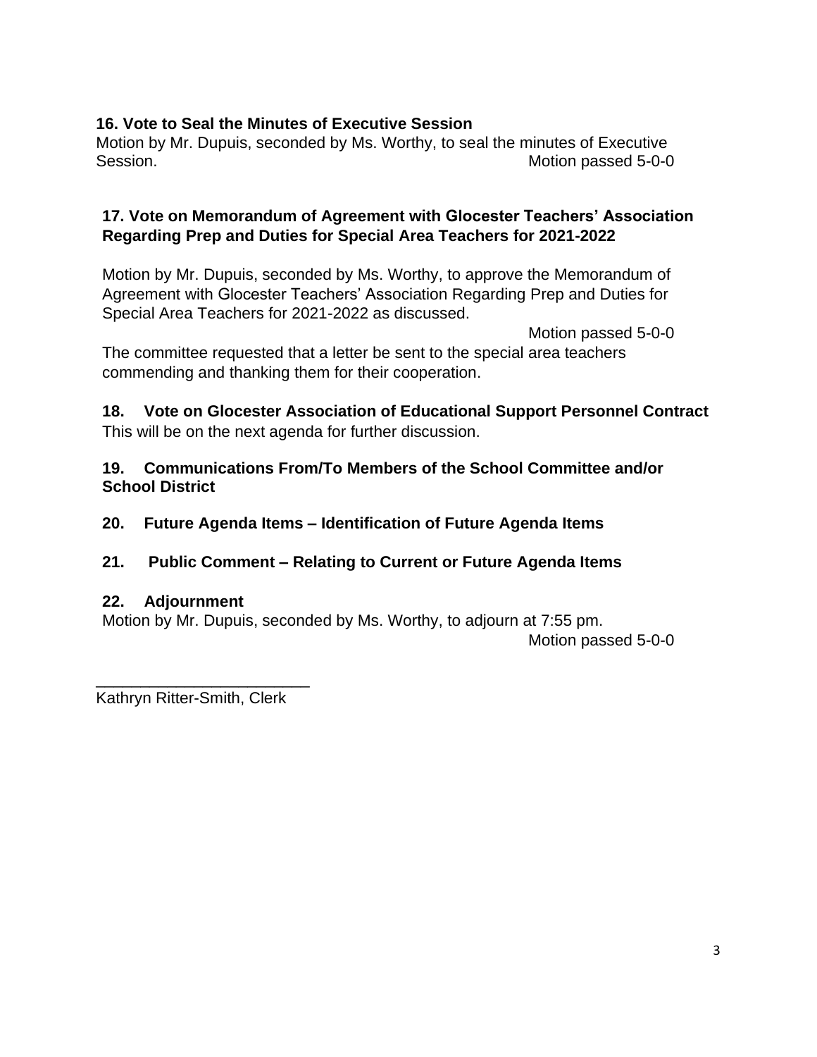**16. Vote to Seal the Minutes of Executive Session**

Motion by Mr. Dupuis, seconded by Ms. Worthy, to seal the minutes of Executive Session. Motion passed 5-0-0

**17. Vote on Memorandum of Agreement with Glocester Teachers' Association Regarding Prep and Duties for Special Area Teachers for 2021-2022**

Motion by Mr. Dupuis, seconded by Ms. Worthy, to approve the Memorandum of Agreement with Glocester Teachers' Association Regarding Prep and Duties for Special Area Teachers for 2021-2022 as discussed.

Motion passed 5-0-0

The committee requested that a letter be sent to the special area teachers commending and thanking them for their cooperation.

**18. Vote on Glocester Association of Educational Support Personnel Contract**

This will be on the next agenda for further discussion.

**19. Communications From/To Members of the School Committee and/or School District**

**20. Future Agenda Items – Identification of Future Agenda Items**

**21. Public Comment – Relating to Current or Future Agenda Items**

**22. Adjournment**

Motion by Mr. Dupuis, seconded by Ms. Worthy, to adjourn at 7:55 pm.

Motion passed 5-0-0

\_\_\_\_\_\_\_\_\_\_\_\_\_\_\_\_\_\_\_\_\_\_\_\_

Kathryn Ritter-Smith, Clerk